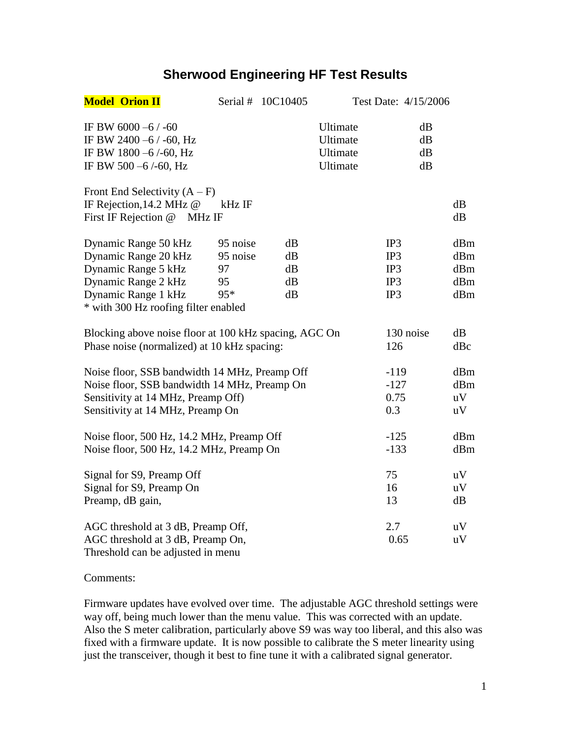# Sherwood Engineering HF Test Results

| **Model Orion II** | Serial # 10C10405 | Test Date: 4/15/2006 |
|---|---|---|

| | | | |
|---|---|---|---|
| IF BW 6000 –6 / -60 | | Ultimate | dB |
| IF BW 2400 –6 / -60, Hz | | Ultimate | dB |
| IF BW 1800 –6 /-60, Hz | | Ultimate | dB |
| IF BW 500 –6 /-60, Hz | | Ultimate | dB |

Front End Selectivity (A – F)
IF Rejection,14.2 MHz @ kHz IF dB
First IF Rejection @ MHz IF dB

| | | | | |
|---|---|---|---|---|
| Dynamic Range 50 kHz | 95 noise | dB | IP3 | dBm |
| Dynamic Range 20 kHz | 95 noise | dB | IP3 | dBm |
| Dynamic Range 5 kHz | 97 | dB | IP3 | dBm |
| Dynamic Range 2 kHz | 95 | dB | IP3 | dBm |
| Dynamic Range 1 kHz | 95* | dB | IP3 | dBm |

* with 300 Hz roofing filter enabled

| | | |
|---|---|---|
| Blocking above noise floor at 100 kHz spacing, AGC On | 130 noise | dB |
| Phase noise (normalized) at 10 kHz spacing: | 126 | dBc |
| Noise floor, SSB bandwidth 14 MHz, Preamp Off | -119 | dBm |
| Noise floor, SSB bandwidth 14 MHz, Preamp On | -127 | dBm |
| Sensitivity at 14 MHz, Preamp Off) | 0.75 | uV |
| Sensitivity at 14 MHz, Preamp On | 0.3 | uV |
| Noise floor, 500 Hz, 14.2 MHz, Preamp Off | -125 | dBm |
| Noise floor, 500 Hz, 14.2 MHz, Preamp On | -133 | dBm |
| Signal for S9, Preamp Off | 75 | uV |
| Signal for S9, Preamp On | 16 | uV |
| Preamp, dB gain, | 13 | dB |
| AGC threshold at 3 dB, Preamp Off, | 2.7 | uV |
| AGC threshold at 3 dB, Preamp On, | 0.65 | uV |

Threshold can be adjusted in menu

Comments:

Firmware updates have evolved over time. The adjustable AGC threshold settings were way off, being much lower than the menu value. This was corrected with an update. Also the S meter calibration, particularly above S9 was way too liberal, and this also was fixed with a firmware update. It is now possible to calibrate the S meter linearity using just the transceiver, though it best to fine tune it with a calibrated signal generator.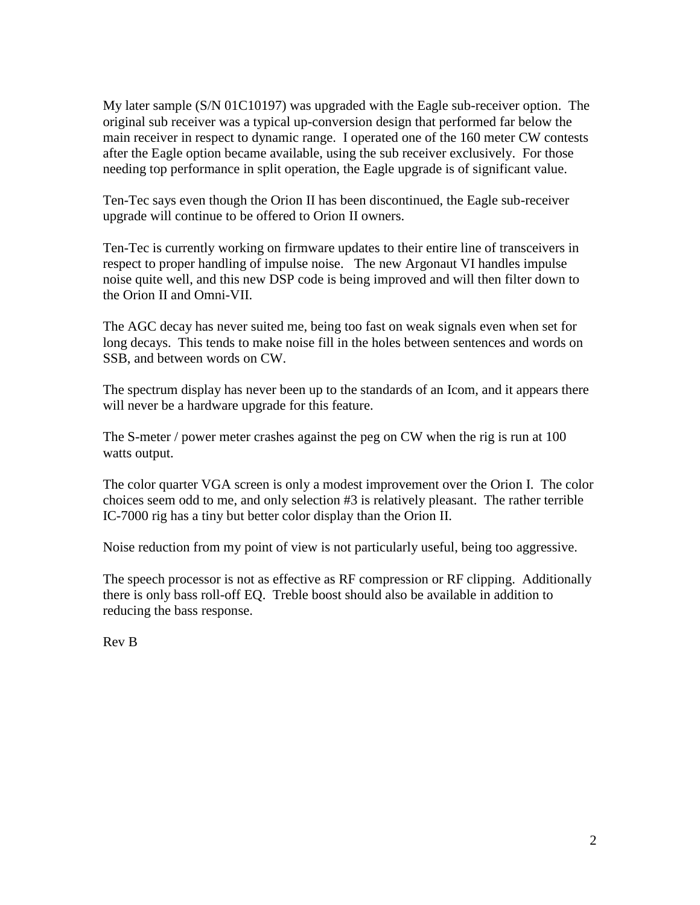My later sample (S/N 01C10197) was upgraded with the Eagle sub-receiver option. The original sub receiver was a typical up-conversion design that performed far below the main receiver in respect to dynamic range. I operated one of the 160 meter CW contests after the Eagle option became available, using the sub receiver exclusively. For those needing top performance in split operation, the Eagle upgrade is of significant value.

Ten-Tec says even though the Orion II has been discontinued, the Eagle sub-receiver upgrade will continue to be offered to Orion II owners.

Ten-Tec is currently working on firmware updates to their entire line of transceivers in respect to proper handling of impulse noise. The new Argonaut VI handles impulse noise quite well, and this new DSP code is being improved and will then filter down to the Orion II and Omni-VII.

The AGC decay has never suited me, being too fast on weak signals even when set for long decays. This tends to make noise fill in the holes between sentences and words on SSB, and between words on CW.

The spectrum display has never been up to the standards of an Icom, and it appears there will never be a hardware upgrade for this feature.

The S-meter / power meter crashes against the peg on CW when the rig is run at 100 watts output.

The color quarter VGA screen is only a modest improvement over the Orion I. The color choices seem odd to me, and only selection #3 is relatively pleasant. The rather terrible IC-7000 rig has a tiny but better color display than the Orion II.

Noise reduction from my point of view is not particularly useful, being too aggressive.

The speech processor is not as effective as RF compression or RF clipping. Additionally there is only bass roll-off EQ. Treble boost should also be available in addition to reducing the bass response.

Rev B